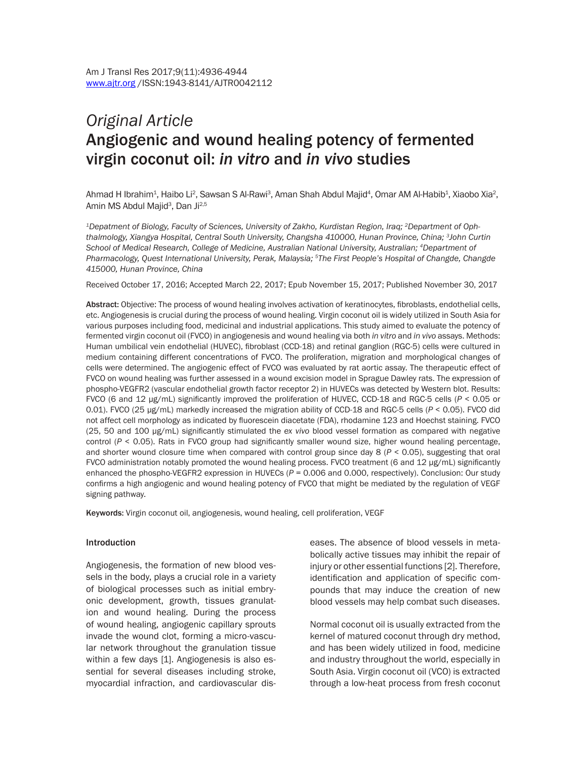*Original Article*

# Angiogenic and wound healing potency of fermented virgin coconut oil: *in vitro* and *in vivo* studies

Ahmad H Ibrahim[1], Haibo Li[2], Sawsan S Al-Rawi[3], Aman Shah Abdul Majid[4], Omar AM Al-Habib[1], Xiaobo Xia[2], Amin MS Abdul Majid[3], Dan Ji[2,5]

*[1]Depatment of Biology, Faculty of Sciences, University of Zakho, Kurdistan Region, Iraq; [2]Department of Ophthalmology, Xiangya Hospital, Central South University, Changsha 410000, Hunan Province, China; [3]John Curtin School of Medical Research, College of Medicine, Australian National University, Australian; [4]Department of Pharmacology, Quest International University, Perak, Malaysia; [5]The First People's Hospital of Changde, Changde 415000, Hunan Province, China*

Received October 17, 2016; Accepted March 22, 2017; Epub November 15, 2017; Published November 30, 2017

**Abstract:** Objective: The process of wound healing involves activation of keratinocytes, fibroblasts, endothelial cells, etc. Angiogenesis is crucial during the process of wound healing. Virgin coconut oil is widely utilized in South Asia for various purposes including food, medicinal and industrial applications. This study aimed to evaluate the potency of fermented virgin coconut oil (FVCO) in angiogenesis and wound healing via both *in vitro* and *in vivo* assays. Methods: Human umbilical vein endothelial (HUVEC), fibroblast (CCD-18) and retinal ganglion (RGC-5) cells were cultured in medium containing different concentrations of FVCO. The proliferation, migration and morphological changes of cells were determined. The angiogenic effect of FVCO was evaluated by rat aortic assay. The therapeutic effect of FVCO on wound healing was further assessed in a wound excision model in Sprague Dawley rats. The expression of phospho-VEGFR2 (vascular endothelial growth factor receptor 2) in HUVECs was detected by Western blot. Results: FVCO (6 and 12 μg/mL) significantly improved the proliferation of HUVEC, CCD-18 and RGC-5 cells ($P < 0.05$ or 0.01). FVCO (25 μg/mL) markedly increased the migration ability of CCD-18 and RGC-5 cells ($P < 0.05$). FVCO did not affect cell morphology as indicated by fluorescein diacetate (FDA), rhodamine 123 and Hoechst staining. FVCO (25, 50 and 100 μg/mL) significantly stimulated the *ex vivo* blood vessel formation as compared with negative control ($P < 0.05$). Rats in FVCO group had significantly smaller wound size, higher wound healing percentage, and shorter wound closure time when compared with control group since day 8 ($P < 0.05$), suggesting that oral FVCO administration notably promoted the wound healing process. FVCO treatment (6 and 12 μg/mL) significantly enhanced the phospho-VEGFR2 expression in HUVECs ($P = 0.006$ and 0.000, respectively). Conclusion: Our study confirms a high angiogenic and wound healing potency of FVCO that might be mediated by the regulation of VEGF signing pathway.

**Keywords:** Virgin coconut oil, angiogenesis, wound healing, cell proliferation, VEGF

## Introduction

Angiogenesis, the formation of new blood vessels in the body, plays a crucial role in a variety of biological processes such as initial embryonic development, growth, tissues granulation and wound healing. During the process of wound healing, angiogenic capillary sprouts invade the wound clot, forming a micro-vascular network throughout the granulation tissue within a few days [1]. Angiogenesis is also essential for several diseases including stroke, myocardial infraction, and cardiovascular diseases. The absence of blood vessels in metabolically active tissues may inhibit the repair of injury or other essential functions [2]. Therefore, identification and application of specific compounds that may induce the creation of new blood vessels may help combat such diseases.

Normal coconut oil is usually extracted from the kernel of matured coconut through dry method, and has been widely utilized in food, medicine and industry throughout the world, especially in South Asia. Virgin coconut oil (VCO) is extracted through a low-heat process from fresh coconut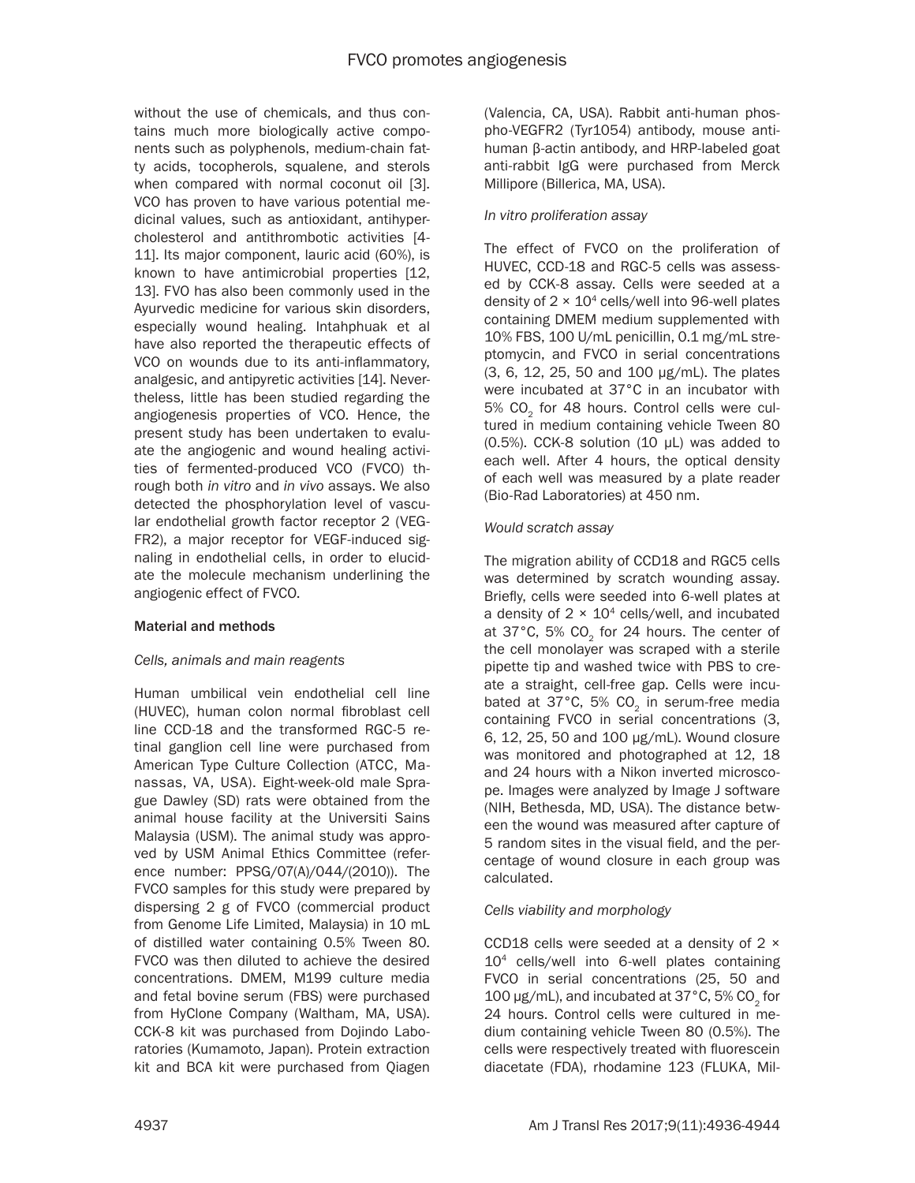without the use of chemicals, and thus contains much more biologically active components such as polyphenols, medium-chain fatty acids, tocopherols, squalene, and sterols when compared with normal coconut oil [3]. VCO has proven to have various potential medicinal values, such as antioxidant, antihypercholesterol and antithrombotic activities [4-11]. Its major component, lauric acid (60%), is known to have antimicrobial properties [12, 13]. FVO has also been commonly used in the Ayurvedic medicine for various skin disorders, especially wound healing. Intahphuak et al have also reported the therapeutic effects of VCO on wounds due to its anti-inflammatory, analgesic, and antipyretic activities [14]. Nevertheless, little has been studied regarding the angiogenesis properties of VCO. Hence, the present study has been undertaken to evaluate the angiogenic and wound healing activities of fermented-produced VCO (FVCO) through both *in vitro* and *in vivo* assays. We also detected the phosphorylation level of vascular endothelial growth factor receptor 2 (VEGFR2), a major receptor for VEGF-induced signaling in endothelial cells, in order to elucidate the molecule mechanism underlining the angiogenic effect of FVCO.

## Material and methods

### *Cells, animals and main reagents*

Human umbilical vein endothelial cell line (HUVEC), human colon normal fibroblast cell line CCD-18 and the transformed RGC-5 retinal ganglion cell line were purchased from American Type Culture Collection (ATCC, Manassas, VA, USA). Eight-week-old male Sprague Dawley (SD) rats were obtained from the animal house facility at the Universiti Sains Malaysia (USM). The animal study was approved by USM Animal Ethics Committee (reference number: PPSG/07(A)/044/(2010)). The FVCO samples for this study were prepared by dispersing 2 g of FVCO (commercial product from Genome Life Limited, Malaysia) in 10 mL of distilled water containing 0.5% Tween 80. FVCO was then diluted to achieve the desired concentrations. DMEM, M199 culture media and fetal bovine serum (FBS) were purchased from HyClone Company (Waltham, MA, USA). CCK-8 kit was purchased from Dojindo Laboratories (Kumamoto, Japan). Protein extraction kit and BCA kit were purchased from Qiagen (Valencia, CA, USA). Rabbit anti-human phospho-VEGFR2 (Tyr1054) antibody, mouse anti-human β-actin antibody, and HRP-labeled goat anti-rabbit IgG were purchased from Merck Millipore (Billerica, MA, USA).

### *In vitro proliferation assay*

The effect of FVCO on the proliferation of HUVEC, CCD-18 and RGC-5 cells was assessed by CCK-8 assay. Cells were seeded at a density of $2 \times 10^4$ cells/well into 96-well plates containing DMEM medium supplemented with 10% FBS, 100 U/mL penicillin, 0.1 mg/mL streptomycin, and FVCO in serial concentrations (3, 6, 12, 25, 50 and 100 μg/mL). The plates were incubated at 37°C in an incubator with 5% $CO_2$ for 48 hours. Control cells were cultured in medium containing vehicle Tween 80 (0.5%). CCK-8 solution (10 μL) was added to each well. After 4 hours, the optical density of each well was measured by a plate reader (Bio-Rad Laboratories) at 450 nm.

### *Would scratch assay*

The migration ability of CCD18 and RGC5 cells was determined by scratch wounding assay. Briefly, cells were seeded into 6-well plates at a density of $2 \times 10^4$ cells/well, and incubated at 37°C, 5% $CO_2$ for 24 hours. The center of the cell monolayer was scraped with a sterile pipette tip and washed twice with PBS to create a straight, cell-free gap. Cells were incubated at 37°C, 5% $CO_2$ in serum-free media containing FVCO in serial concentrations (3, 6, 12, 25, 50 and 100 μg/mL). Wound closure was monitored and photographed at 12, 18 and 24 hours with a Nikon inverted microscope. Images were analyzed by Image J software (NIH, Bethesda, MD, USA). The distance between the wound was measured after capture of 5 random sites in the visual field, and the percentage of wound closure in each group was calculated.

### *Cells viability and morphology*

CCD18 cells were seeded at a density of $2 \times 10^4$ cells/well into 6-well plates containing FVCO in serial concentrations (25, 50 and 100 μg/mL), and incubated at 37°C, 5% $CO_2$ for 24 hours. Control cells were cultured in medium containing vehicle Tween 80 (0.5%). The cells were respectively treated with fluorescein diacetate (FDA), rhodamine 123 (FLUKA, Mil-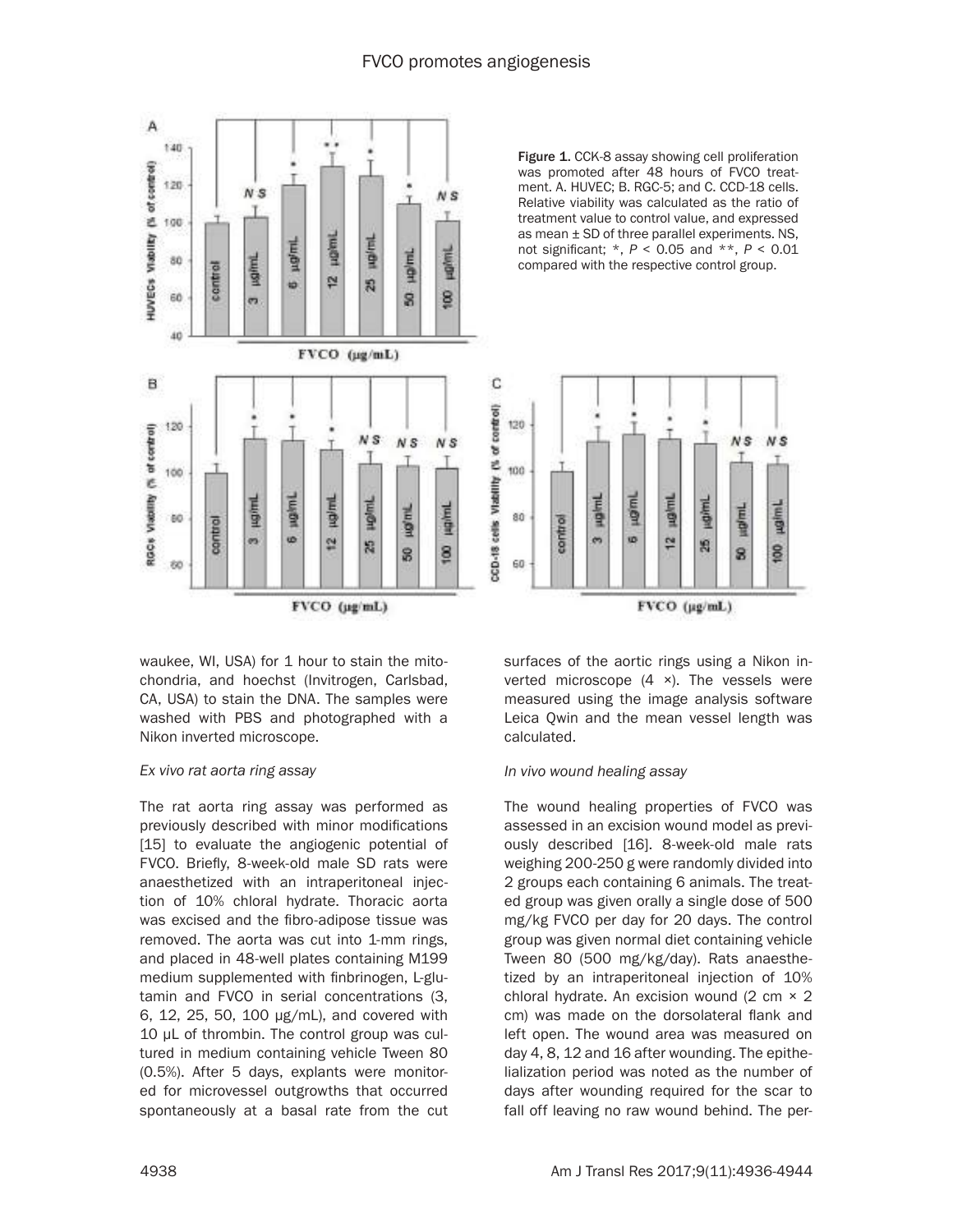Figure 1. CCK-8 assay showing cell proliferation was promoted after 48 hours of FVCO treatment. A. HUVEC; B. RGC-5; and C. CCD-18 cells. Relative viability was calculated as the ratio of treatment value to control value, and expressed as mean ± SD of three parallel experiments. NS, not significant; *, $P < 0.05$ and **, $P < 0.01$ compared with the respective control group.

waukee, WI, USA) for 1 hour to stain the mitochondria, and hoechst (Invitrogen, Carlsbad, CA, USA) to stain the DNA. The samples were washed with PBS and photographed with a Nikon inverted microscope.

*Ex vivo rat aorta ring assay*

The rat aorta ring assay was performed as previously described with minor modifications [15] to evaluate the angiogenic potential of FVCO. Briefly, 8-week-old male SD rats were anaesthetized with an intraperitoneal injection of 10% chloral hydrate. Thoracic aorta was excised and the fibro-adipose tissue was removed. The aorta was cut into 1-mm rings, and placed in 48-well plates containing M199 medium supplemented with finbrinogen, L-glutamin and FVCO in serial concentrations (3, 6, 12, 25, 50, 100 μg/mL), and covered with 10 μL of thrombin. The control group was cultured in medium containing vehicle Tween 80 (0.5%). After 5 days, explants were monitored for microvessel outgrowths that occurred spontaneously at a basal rate from the cut surfaces of the aortic rings using a Nikon inverted microscope (4 ×). The vessels were measured using the image analysis software Leica Qwin and the mean vessel length was calculated.

*In vivo wound healing assay*

The wound healing properties of FVCO was assessed in an excision wound model as previously described [16]. 8-week-old male rats weighing 200-250 g were randomly divided into 2 groups each containing 6 animals. The treated group was given orally a single dose of 500 mg/kg FVCO per day for 20 days. The control group was given normal diet containing vehicle Tween 80 (500 mg/kg/day). Rats anaesthetized by an intraperitoneal injection of 10% chloral hydrate. An excision wound (2 cm × 2 cm) was made on the dorsolateral flank and left open. The wound area was measured on day 4, 8, 12 and 16 after wounding. The epithelialization period was noted as the number of days after wounding required for the scar to fall off leaving no raw wound behind. The per-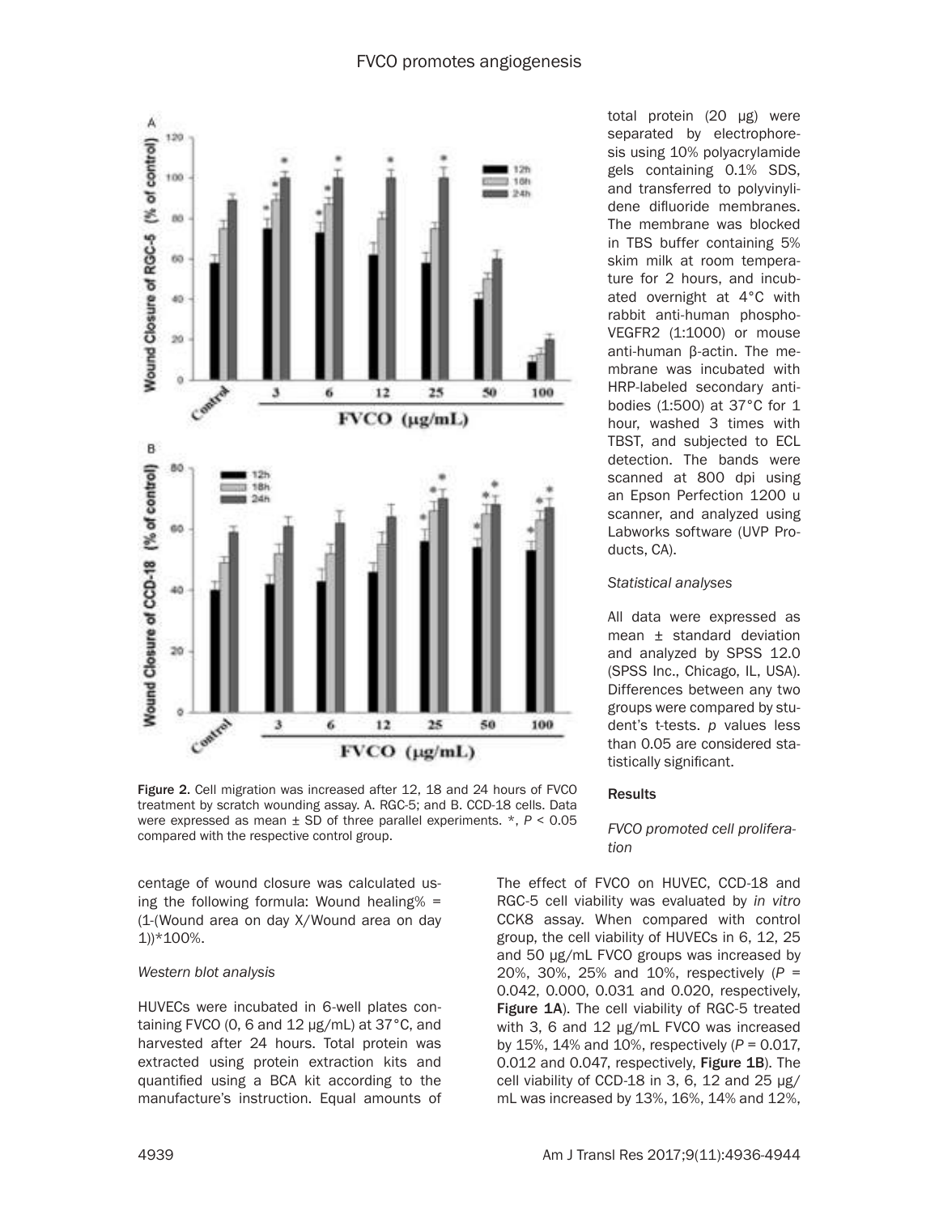Figure 2. Cell migration was increased after 12, 18 and 24 hours of FVCO treatment by scratch wounding assay. A. RGC-5; and B. CCD-18 cells. Data were expressed as mean ± SD of three parallel experiments. *, $P < 0.05$ compared with the respective control group.

centage of wound closure was calculated using the following formula: Wound healing% = (1-(Wound area on day X/Wound area on day 1))*100%.

*Western blot analysis*

HUVECs were incubated in 6-well plates containing FVCO (0, 6 and 12 μg/mL) at 37°C, and harvested after 24 hours. Total protein was extracted using protein extraction kits and quantified using a BCA kit according to the manufacture's instruction. Equal amounts of total protein (20 μg) were separated by electrophoresis using 10% polyacrylamide gels containing 0.1% SDS, and transferred to polyvinylidene difluoride membranes. The membrane was blocked in TBS buffer containing 5% skim milk at room temperature for 2 hours, and incubated overnight at 4°C with rabbit anti-human phospho-VEGFR2 (1:1000) or mouse anti-human β-actin. The membrane was incubated with HRP-labeled secondary antibodies (1:500) at 37°C for 1 hour, washed 3 times with TBST, and subjected to ECL detection. The bands were scanned at 800 dpi using an Epson Perfection 1200 u scanner, and analyzed using Labworks software (UVP Products, CA).

*Statistical analyses*

All data were expressed as mean ± standard deviation and analyzed by SPSS 12.0 (SPSS Inc., Chicago, IL, USA). Differences between any two groups were compared by student's t-tests. *p* values less than 0.05 are considered statistically significant.

## Results

*FVCO promoted cell proliferation*

The effect of FVCO on HUVEC, CCD-18 and RGC-5 cell viability was evaluated by *in vitro* CCK8 assay. When compared with control group, the cell viability of HUVECs in 6, 12, 25 and 50 μg/mL FVCO groups was increased by 20%, 30%, 25% and 10%, respectively ($P$ = 0.042, 0.000, 0.031 and 0.020, respectively, **Figure 1A**). The cell viability of RGC-5 treated with 3, 6 and 12 μg/mL FVCO was increased by 15%, 14% and 10%, respectively ($P$ = 0.017, 0.012 and 0.047, respectively, **Figure 1B**). The cell viability of CCD-18 in 3, 6, 12 and 25 μg/mL was increased by 13%, 16%, 14% and 12%,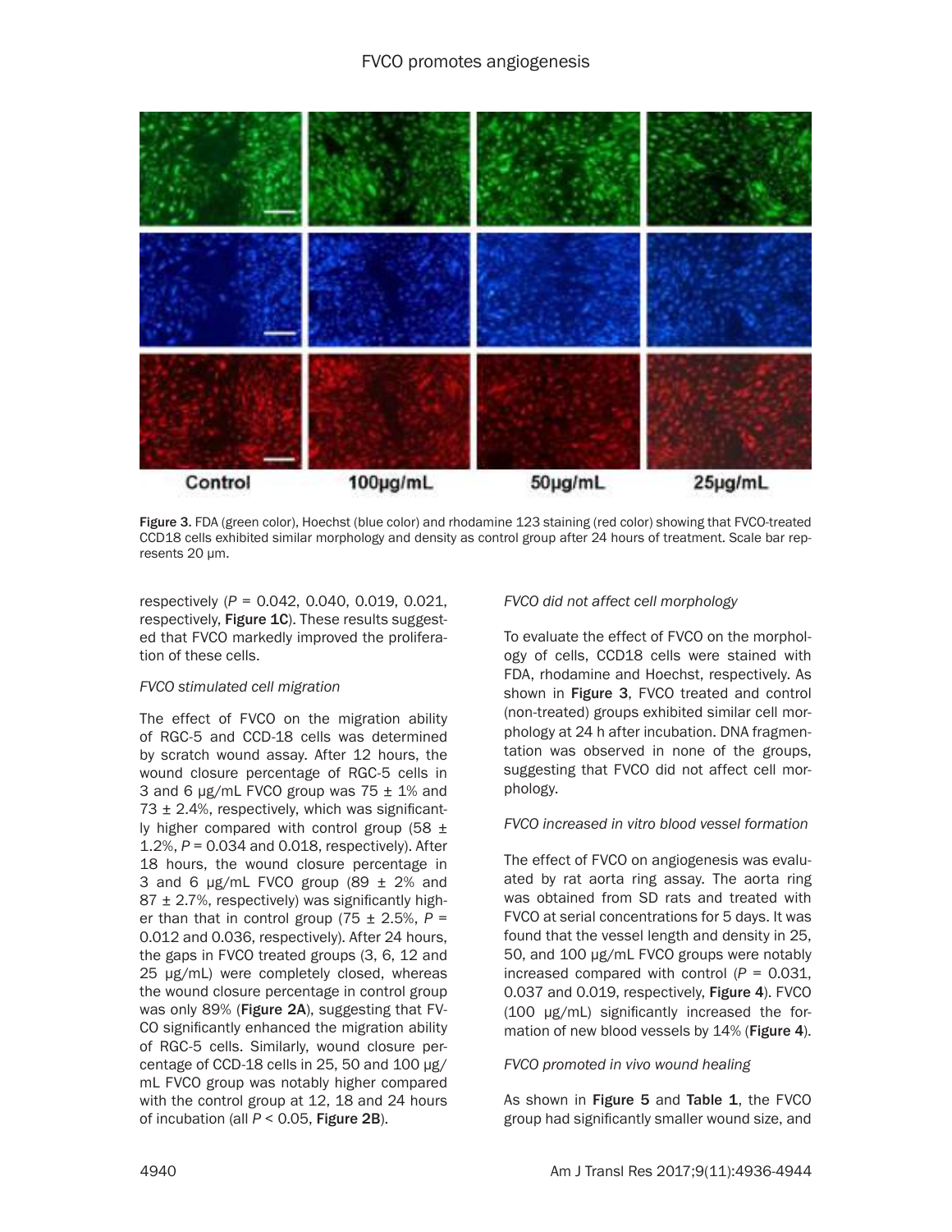Figure 3. FDA (green color), Hoechst (blue color) and rhodamine 123 staining (red color) showing that FVCO-treated CCD18 cells exhibited similar morphology and density as control group after 24 hours of treatment. Scale bar represents 20 μm.

respectively ($P$ = 0.042, 0.040, 0.019, 0.021, respectively, **Figure 1C**). These results suggested that FVCO markedly improved the proliferation of these cells.

*FVCO stimulated cell migration*

The effect of FVCO on the migration ability of RGC-5 and CCD-18 cells was determined by scratch wound assay. After 12 hours, the wound closure percentage of RGC-5 cells in 3 and 6 μg/mL FVCO group was 75 ± 1% and 73 ± 2.4%, respectively, which was significantly higher compared with control group (58 ± 1.2%, $P$ = 0.034 and 0.018, respectively). After 18 hours, the wound closure percentage in 3 and 6 μg/mL FVCO group (89 ± 2% and 87 ± 2.7%, respectively) was significantly higher than that in control group (75 ± 2.5%, $P$ = 0.012 and 0.036, respectively). After 24 hours, the gaps in FVCO treated groups (3, 6, 12 and 25 μg/mL) were completely closed, whereas the wound closure percentage in control group was only 89% (**Figure 2A**), suggesting that FVCO significantly enhanced the migration ability of RGC-5 cells. Similarly, wound closure percentage of CCD-18 cells in 25, 50 and 100 μg/mL FVCO group was notably higher compared with the control group at 12, 18 and 24 hours of incubation (all $P$ < 0.05, **Figure 2B**).

*FVCO did not affect cell morphology*

To evaluate the effect of FVCO on the morphology of cells, CCD18 cells were stained with FDA, rhodamine and Hoechst, respectively. As shown in **Figure 3**, FVCO treated and control (non-treated) groups exhibited similar cell morphology at 24 h after incubation. DNA fragmentation was observed in none of the groups, suggesting that FVCO did not affect cell morphology.

*FVCO increased in vitro blood vessel formation*

The effect of FVCO on angiogenesis was evaluated by rat aorta ring assay. The aorta ring was obtained from SD rats and treated with FVCO at serial concentrations for 5 days. It was found that the vessel length and density in 25, 50, and 100 μg/mL FVCO groups were notably increased compared with control ($P$ = 0.031, 0.037 and 0.019, respectively, **Figure 4**). FVCO (100 μg/mL) significantly increased the formation of new blood vessels by 14% (**Figure 4**).

*FVCO promoted in vivo wound healing*

As shown in **Figure 5** and **Table 1**, the FVCO group had significantly smaller wound size, and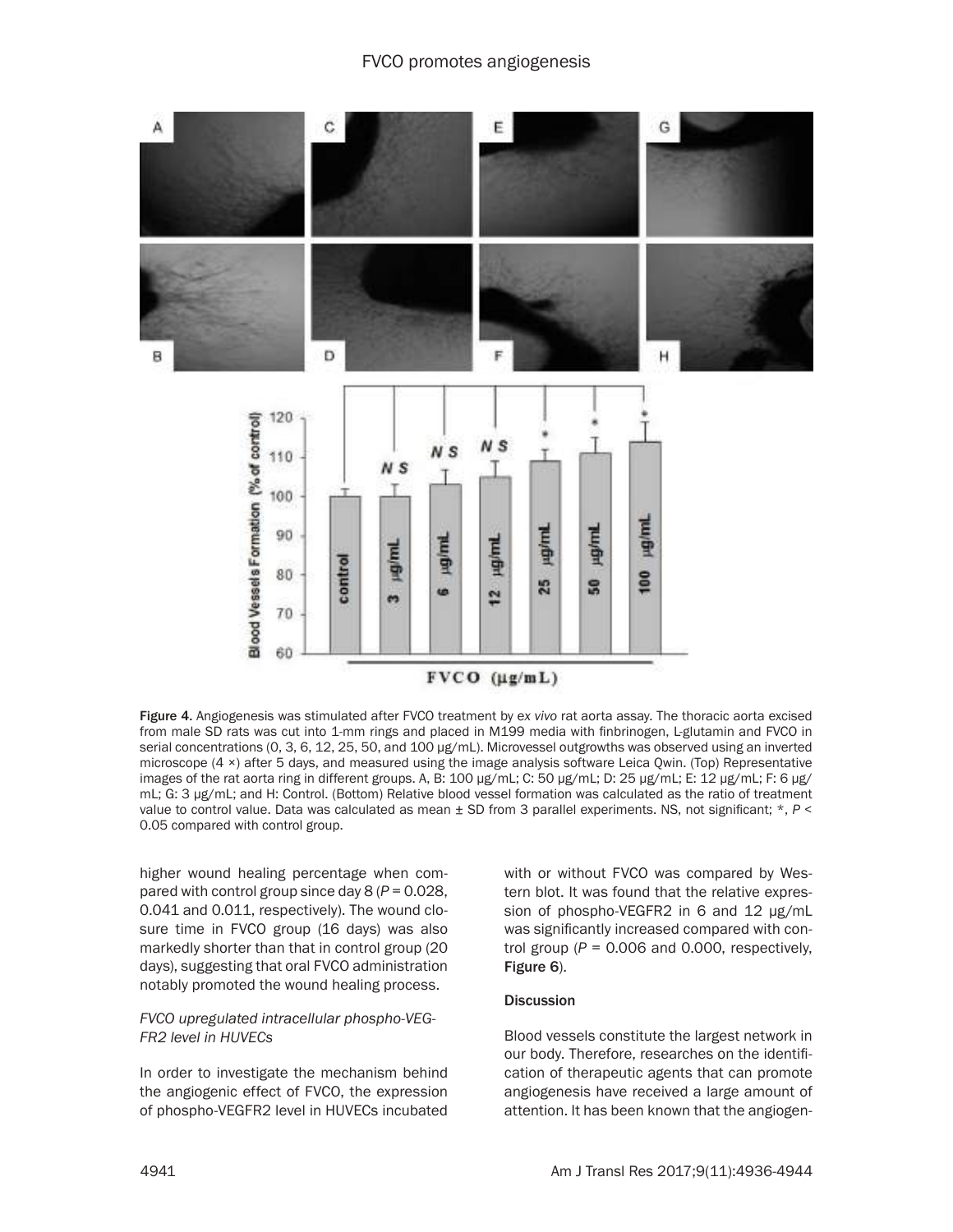Figure 4. Angiogenesis was stimulated after FVCO treatment by *ex vivo* rat aorta assay. The thoracic aorta excised from male SD rats was cut into 1-mm rings and placed in M199 media with finbrinogen, L-glutamin and FVCO in serial concentrations (0, 3, 6, 12, 25, 50, and 100 μg/mL). Microvessel outgrowths was observed using an inverted microscope (4 ×) after 5 days, and measured using the image analysis software Leica Qwin. (Top) Representative images of the rat aorta ring in different groups. A, B: 100 μg/mL; C: 50 μg/mL; D: 25 μg/mL; E: 12 μg/mL; F: 6 μg/mL; G: 3 μg/mL; and H: Control. (Bottom) Relative blood vessel formation was calculated as the ratio of treatment value to control value. Data was calculated as mean ± SD from 3 parallel experiments. NS, not significant; *, $P < 0.05$ compared with control group.

higher wound healing percentage when compared with control group since day 8 ($P = 0.028$, 0.041 and 0.011, respectively). The wound closure time in FVCO group (16 days) was also markedly shorter than that in control group (20 days), suggesting that oral FVCO administration notably promoted the wound healing process.

### *FVCO upregulated intracellular phospho-VEGFR2 level in HUVECs*

In order to investigate the mechanism behind the angiogenic effect of FVCO, the expression of phospho-VEGFR2 level in HUVECs incubated with or without FVCO was compared by Western blot. It was found that the relative expression of phospho-VEGFR2 in 6 and 12 μg/mL was significantly increased compared with control group ($P = 0.006$ and 0.000, respectively, **Figure 6**).

## Discussion

Blood vessels constitute the largest network in our body. Therefore, researches on the identification of therapeutic agents that can promote angiogenesis have received a large amount of attention. It has been known that the angiogen-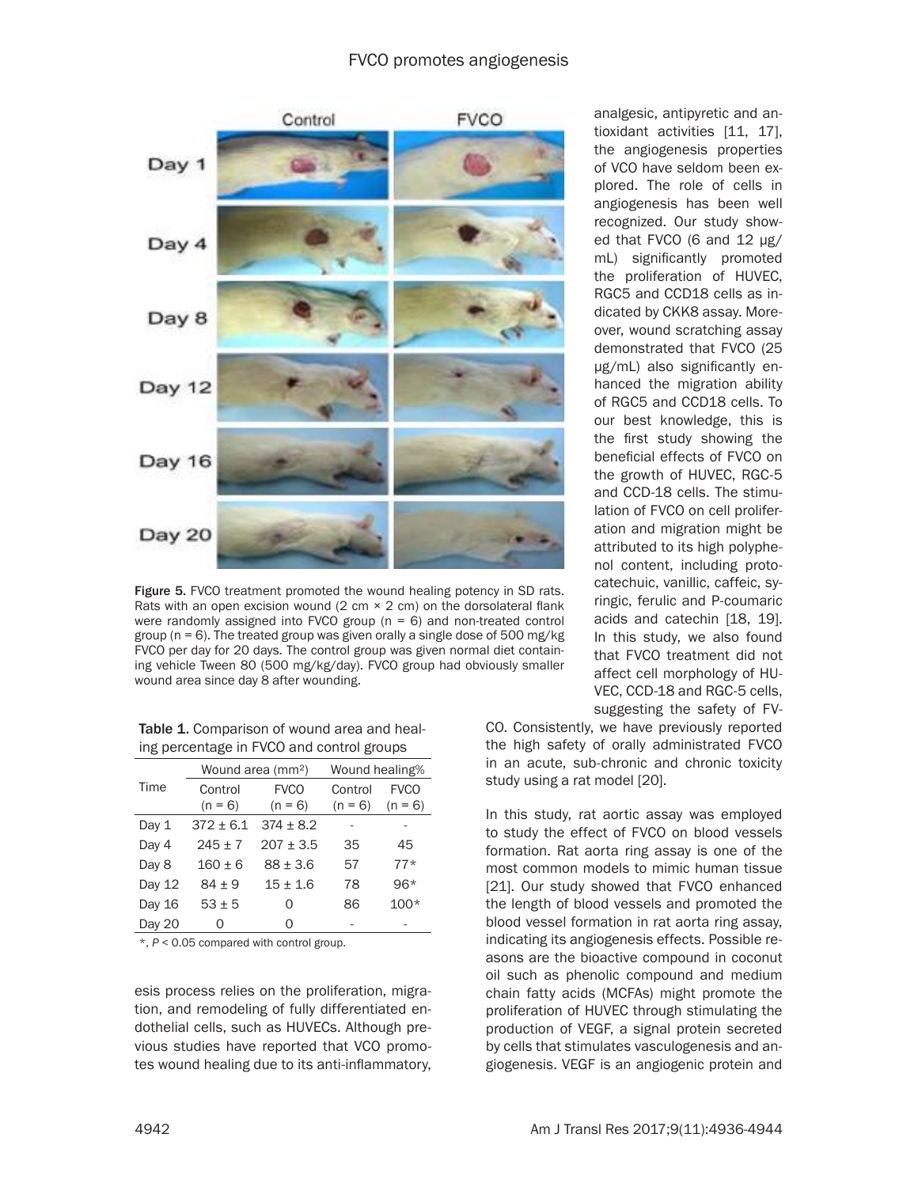Figure 5. FVCO treatment promoted the wound healing potency in SD rats. Rats with an open excision wound (2 cm × 2 cm) on the dorsolateral flank were randomly assigned into FVCO group (n = 6) and non-treated control group (n = 6). The treated group was given orally a single dose of 500 mg/kg FVCO per day for 20 days. The control group was given normal diet containing vehicle Tween 80 (500 mg/kg/day). FVCO group had obviously smaller wound area since day 8 after wounding.

Table 1. Comparison of wound area and healing percentage in FVCO and control groups

| Time | Wound area (mm²) | | Wound healing% | |
|---|---|---|---|---|
| | Control (n = 6) | FVCO (n = 6) | Control (n = 6) | FVCO (n = 6) |
| Day 1 | 372 ± 6.1 | 374 ± 8.2 | - | - |
| Day 4 | 245 ± 7 | 207 ± 3.5 | 35 | 45 |
| Day 8 | 160 ± 6 | 88 ± 3.6 | 57 | 77* |
| Day 12 | 84 ± 9 | 15 ± 1.6 | 78 | 96* |
| Day 16 | 53 ± 5 | 0 | 86 | 100* |
| Day 20 | 0 | 0 | - | - |

*, $P < 0.05$ compared with control group.

esis process relies on the proliferation, migration, and remodeling of fully differentiated endothelial cells, such as HUVECs. Although previous studies have reported that VCO promotes wound healing due to its anti-inflammatory, analgesic, antipyretic and antioxidant activities [11, 17], the angiogenesis properties of VCO have seldom been explored. The role of cells in angiogenesis has been well recognized. Our study showed that FVCO (6 and 12 μg/mL) significantly promoted the proliferation of HUVEC, RGC5 and CCD18 cells as indicated by CKK8 assay. Moreover, wound scratching assay demonstrated that FVCO (25 μg/mL) also significantly enhanced the migration ability of RGC5 and CCD18 cells. To our best knowledge, this is the first study showing the beneficial effects of FVCO on the growth of HUVEC, RGC-5 and CCD-18 cells. The stimulation of FVCO on cell proliferation and migration might be attributed to its high polyphenol content, including protocatechuic, vanillic, caffeic, syringic, ferulic and P-coumaric acids and catechin [18, 19]. In this study, we also found that FVCO treatment did not affect cell morphology of HUVEC, CCD-18 and RGC-5 cells, suggesting the safety of FVCO. Consistently, we have previously reported the high safety of orally administrated FVCO in an acute, sub-chronic and chronic toxicity study using a rat model [20].

In this study, rat aortic assay was employed to study the effect of FVCO on blood vessels formation. Rat aorta ring assay is one of the most common models to mimic human tissue [21]. Our study showed that FVCO enhanced the length of blood vessels and promoted the blood vessel formation in rat aorta ring assay, indicating its angiogenesis effects. Possible reasons are the bioactive compound in coconut oil such as phenolic compound and medium chain fatty acids (MCFAs) might promote the proliferation of HUVEC through stimulating the production of VEGF, a signal protein secreted by cells that stimulates vasculogenesis and angiogenesis. VEGF is an angiogenic protein and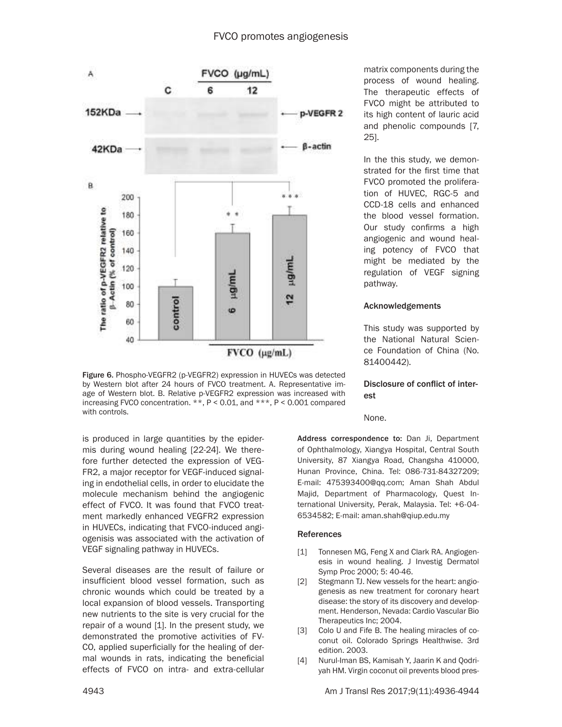Figure 6. Phospho-VEGFR2 (p-VEGFR2) expression in HUVECs was detected by Western blot after 24 hours of FVCO treatment. A. Representative image of Western blot. B. Relative p-VEGFR2 expression was increased with increasing FVCO concentration. **, P < 0.01, and ***, P < 0.001 compared with controls.

is produced in large quantities by the epidermis during wound healing [22-24]. We therefore further detected the expression of VEGFR2, a major receptor for VEGF-induced signaling in endothelial cells, in order to elucidate the molecule mechanism behind the angiogenic effect of FVCO. It was found that FVCO treatment markedly enhanced VEGFR2 expression in HUVECs, indicating that FVCO-induced angiogenisis was associated with the activation of VEGF signaling pathway in HUVECs.

Several diseases are the result of failure or insufficient blood vessel formation, such as chronic wounds which could be treated by a local expansion of blood vessels. Transporting new nutrients to the site is very crucial for the repair of a wound [1]. In the present study, we demonstrated the promotive activities of FVCO, applied superficially for the healing of dermal wounds in rats, indicating the beneficial effects of FVCO on intra- and extra-cellular matrix components during the process of wound healing. The therapeutic effects of FVCO might be attributed to its high content of lauric acid and phenolic compounds [7, 25].

In the this study, we demonstrated for the first time that FVCO promoted the proliferation of HUVEC, RGC-5 and CCD-18 cells and enhanced the blood vessel formation. Our study confirms a high angiogenic and wound healing potency of FVCO that might be mediated by the regulation of VEGF signing pathway.

## Acknowledgements

This study was supported by the National Natural Science Foundation of China (No. 81400442).

## Disclosure of conflict of interest

None.

**Address correspondence to:** Dan Ji, Department of Ophthalmology, Xiangya Hospital, Central South University, 87 Xiangya Road, Changsha 410000, Hunan Province, China. Tel: 086-731-84327209; E-mail: 475393400@qq.com; Aman Shah Abdul Majid, Department of Pharmacology, Quest International University, Perak, Malaysia. Tel: +6-04-6534582; E-mail: aman.shah@qiup.edu.my

## References

[1] Tonnesen MG, Feng X and Clark RA. Angiogenesis in wound healing. J Investig Dermatol Symp Proc 2000; 5: 40-46.

[2] Stegmann TJ. New vessels for the heart: angiogenesis as new treatment for coronary heart disease: the story of its discovery and development. Henderson, Nevada: Cardio Vascular Bio Therapeutics Inc; 2004.

[3] Colo U and Fife B. The healing miracles of coconut oil. Colorado Springs Healthwise. 3rd edition. 2003.

[4] Nurul-Iman BS, Kamisah Y, Jaarin K and Qodriyah HM. Virgin coconut oil prevents blood pres-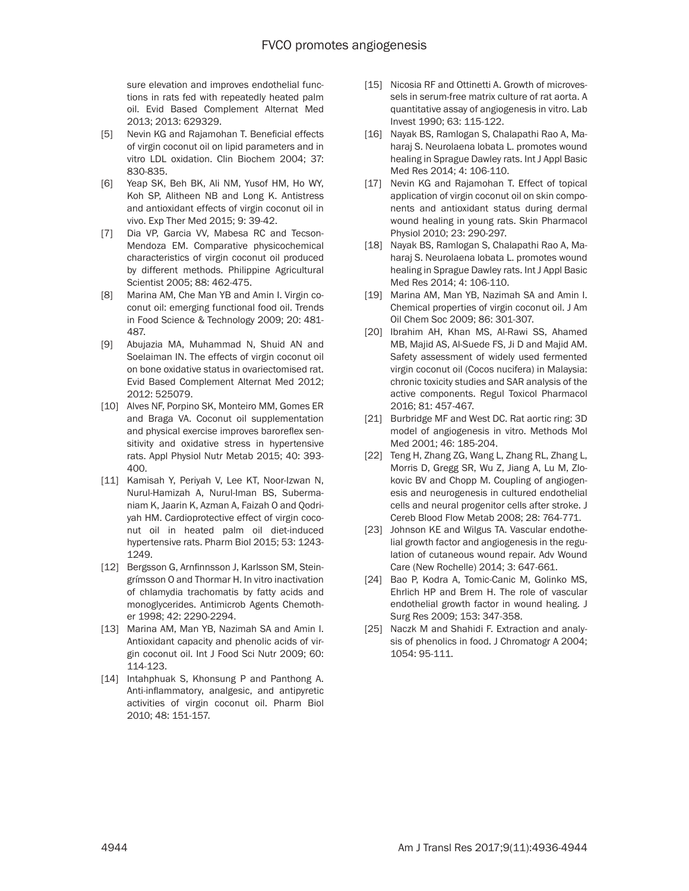sure elevation and improves endothelial functions in rats fed with repeatedly heated palm oil. Evid Based Complement Alternat Med 2013; 2013: 629329.

[5] Nevin KG and Rajamohan T. Beneficial effects of virgin coconut oil on lipid parameters and in vitro LDL oxidation. Clin Biochem 2004; 37: 830-835.

[6] Yeap SK, Beh BK, Ali NM, Yusof HM, Ho WY, Koh SP, Alitheen NB and Long K. Antistress and antioxidant effects of virgin coconut oil in vivo. Exp Ther Med 2015; 9: 39-42.

[7] Dia VP, Garcia VV, Mabesa RC and Tecson-Mendoza EM. Comparative physicochemical characteristics of virgin coconut oil produced by different methods. Philippine Agricultural Scientist 2005; 88: 462-475.

[8] Marina AM, Che Man YB and Amin I. Virgin coconut oil: emerging functional food oil. Trends in Food Science & Technology 2009; 20: 481-487.

[9] Abujazia MA, Muhammad N, Shuid AN and Soelaiman IN. The effects of virgin coconut oil on bone oxidative status in ovariectomised rat. Evid Based Complement Alternat Med 2012; 2012: 525079.

[10] Alves NF, Porpino SK, Monteiro MM, Gomes ER and Braga VA. Coconut oil supplementation and physical exercise improves baroreflex sensitivity and oxidative stress in hypertensive rats. Appl Physiol Nutr Metab 2015; 40: 393-400.

[11] Kamisah Y, Periyah V, Lee KT, Noor-Izwan N, Nurul-Hamizah A, Nurul-Iman BS, Subermaniam K, Jaarin K, Azman A, Faizah O and Qodriyah HM. Cardioprotective effect of virgin coconut oil in heated palm oil diet-induced hypertensive rats. Pharm Biol 2015; 53: 1243-1249.

[12] Bergsson G, Arnfinnsson J, Karlsson SM, Steingrímsson O and Thormar H. In vitro inactivation of chlamydia trachomatis by fatty acids and monoglycerides. Antimicrob Agents Chemother 1998; 42: 2290-2294.

[13] Marina AM, Man YB, Nazimah SA and Amin I. Antioxidant capacity and phenolic acids of virgin coconut oil. Int J Food Sci Nutr 2009; 60: 114-123.

[14] Intahphuak S, Khonsung P and Panthong A. Anti-inflammatory, analgesic, and antipyretic activities of virgin coconut oil. Pharm Biol 2010; 48: 151-157.

[15] Nicosia RF and Ottinetti A. Growth of microvessels in serum-free matrix culture of rat aorta. A quantitative assay of angiogenesis in vitro. Lab Invest 1990; 63: 115-122.

[16] Nayak BS, Ramlogan S, Chalapathi Rao A, Maharaj S. Neurolaena lobata L. promotes wound healing in Sprague Dawley rats. Int J Appl Basic Med Res 2014; 4: 106-110.

[17] Nevin KG and Rajamohan T. Effect of topical application of virgin coconut oil on skin components and antioxidant status during dermal wound healing in young rats. Skin Pharmacol Physiol 2010; 23: 290-297.

[18] Nayak BS, Ramlogan S, Chalapathi Rao A, Maharaj S. Neurolaena lobata L. promotes wound healing in Sprague Dawley rats. Int J Appl Basic Med Res 2014; 4: 106-110.

[19] Marina AM, Man YB, Nazimah SA and Amin I. Chemical properties of virgin coconut oil. J Am Oil Chem Soc 2009; 86: 301-307.

[20] Ibrahim AH, Khan MS, Al-Rawi SS, Ahamed MB, Majid AS, Al-Suede FS, Ji D and Majid AM. Safety assessment of widely used fermented virgin coconut oil (Cocos nucifera) in Malaysia: chronic toxicity studies and SAR analysis of the active components. Regul Toxicol Pharmacol 2016; 81: 457-467.

[21] Burbridge MF and West DC. Rat aortic ring: 3D model of angiogenesis in vitro. Methods Mol Med 2001; 46: 185-204.

[22] Teng H, Zhang ZG, Wang L, Zhang RL, Zhang L, Morris D, Gregg SR, Wu Z, Jiang A, Lu M, Zlokovic BV and Chopp M. Coupling of angiogenesis and neurogenesis in cultured endothelial cells and neural progenitor cells after stroke. J Cereb Blood Flow Metab 2008; 28: 764-771.

[23] Johnson KE and Wilgus TA. Vascular endothelial growth factor and angiogenesis in the regulation of cutaneous wound repair. Adv Wound Care (New Rochelle) 2014; 3: 647-661.

[24] Bao P, Kodra A, Tomic-Canic M, Golinko MS, Ehrlich HP and Brem H. The role of vascular endothelial growth factor in wound healing. J Surg Res 2009; 153: 347-358.

[25] Naczk M and Shahidi F. Extraction and analysis of phenolics in food. J Chromatogr A 2004; 1054: 95-111.